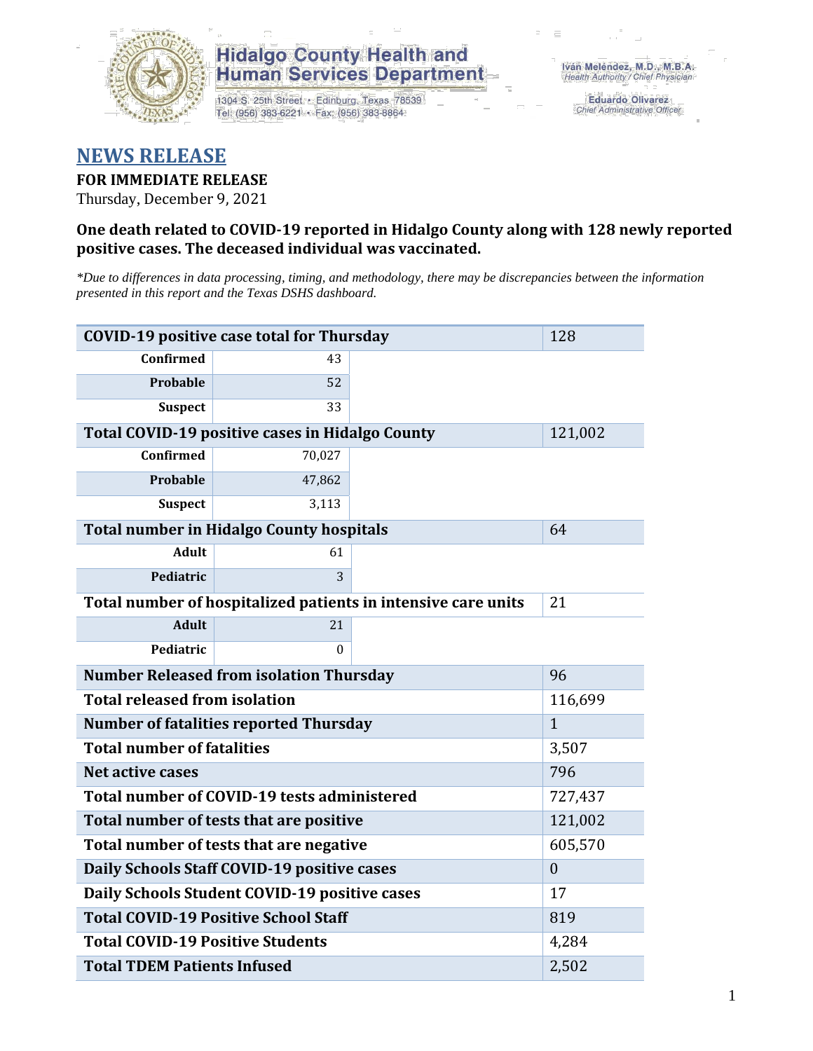Hidalgo County Health and Human Services Department

1304 S. 25th Street • Edinburg, Texas 78539
Tel: (956) 383-6221 • Fax: (956) 383-8864

Iván Meléndez, M.D., M.B.A.
Health Authority / Chief Physician

Eduardo Olivarez
Chief Administrative Officer

# NEWS RELEASE

**FOR IMMEDIATE RELEASE**

Thursday, December 9, 2021

**One death related to COVID-19 reported in Hidalgo County along with 128 newly reported positive cases. The deceased individual was vaccinated.**

*\*Due to differences in data processing, timing, and methodology, there may be discrepancies between the information presented in this report and the Texas DSHS dashboard.*

| | | |
|---|---|---|
| **COVID-19 positive case total for Thursday** | | 128 |
| **Confirmed** | 43 | |
| **Probable** | 52 | |
| **Suspect** | 33 | |
| **Total COVID-19 positive cases in Hidalgo County** | | 121,002 |
| **Confirmed** | 70,027 | |
| **Probable** | 47,862 | |
| **Suspect** | 3,113 | |
| **Total number in Hidalgo County hospitals** | | 64 |
| **Adult** | 61 | |
| **Pediatric** | 3 | |
| **Total number of hospitalized patients in intensive care units** | | 21 |
| **Adult** | 21 | |
| **Pediatric** | 0 | |
| **Number Released from isolation Thursday** | | 96 |
| **Total released from isolation** | | 116,699 |
| **Number of fatalities reported Thursday** | | 1 |
| **Total number of fatalities** | | 3,507 |
| **Net active cases** | | 796 |
| **Total number of COVID-19 tests administered** | | 727,437 |
| **Total number of tests that are positive** | | 121,002 |
| **Total number of tests that are negative** | | 605,570 |
| **Daily Schools Staff COVID-19 positive cases** | | 0 |
| **Daily Schools Student COVID-19 positive cases** | | 17 |
| **Total COVID-19 Positive School Staff** | | 819 |
| **Total COVID-19 Positive Students** | | 4,284 |
| **Total TDEM Patients Infused** | | 2,502 |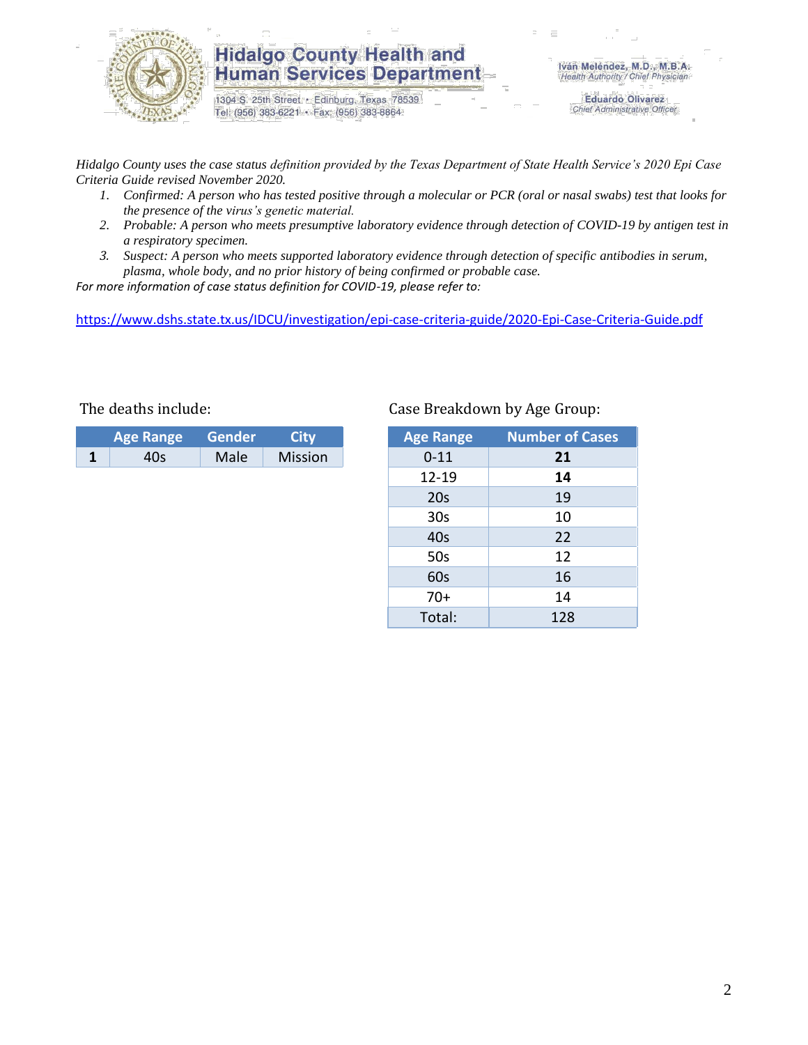# Hidalgo County Health and Human Services Department

1304 S. 25th Street • Edinburg, Texas 78539
Tel: (956) 383-6221 • Fax: (956) 383-8864

Iván Meléndez, M.D., M.B.A.
*Health Authority / Chief Physician*

Eduardo Olivarez
*Chief Administrative Officer*

*Hidalgo County uses the case status definition provided by the Texas Department of State Health Service's 2020 Epi Case Criteria Guide revised November 2020.*

1. *Confirmed: A person who has tested positive through a molecular or PCR (oral or nasal swabs) test that looks for the presence of the virus's genetic material.*
2. *Probable: A person who meets presumptive laboratory evidence through detection of COVID-19 by antigen test in a respiratory specimen.*
3. *Suspect: A person who meets supported laboratory evidence through detection of specific antibodies in serum, plasma, whole body, and no prior history of being confirmed or probable case.*

*For more information of case status definition for COVID-19, please refer to:*

https://www.dshs.state.tx.us/IDCU/investigation/epi-case-criteria-guide/2020-Epi-Case-Criteria-Guide.pdf

The deaths include:

| | Age Range | Gender | City |
|---|---|---|---|
| **1** | 40s | Male | Mission |

Case Breakdown by Age Group:

| Age Range | Number of Cases |
|---|---|
| 0-11 | **21** |
| 12-19 | **14** |
| 20s | 19 |
| 30s | 10 |
| 40s | 22 |
| 50s | 12 |
| 60s | 16 |
| 70+ | 14 |
| Total: | 128 |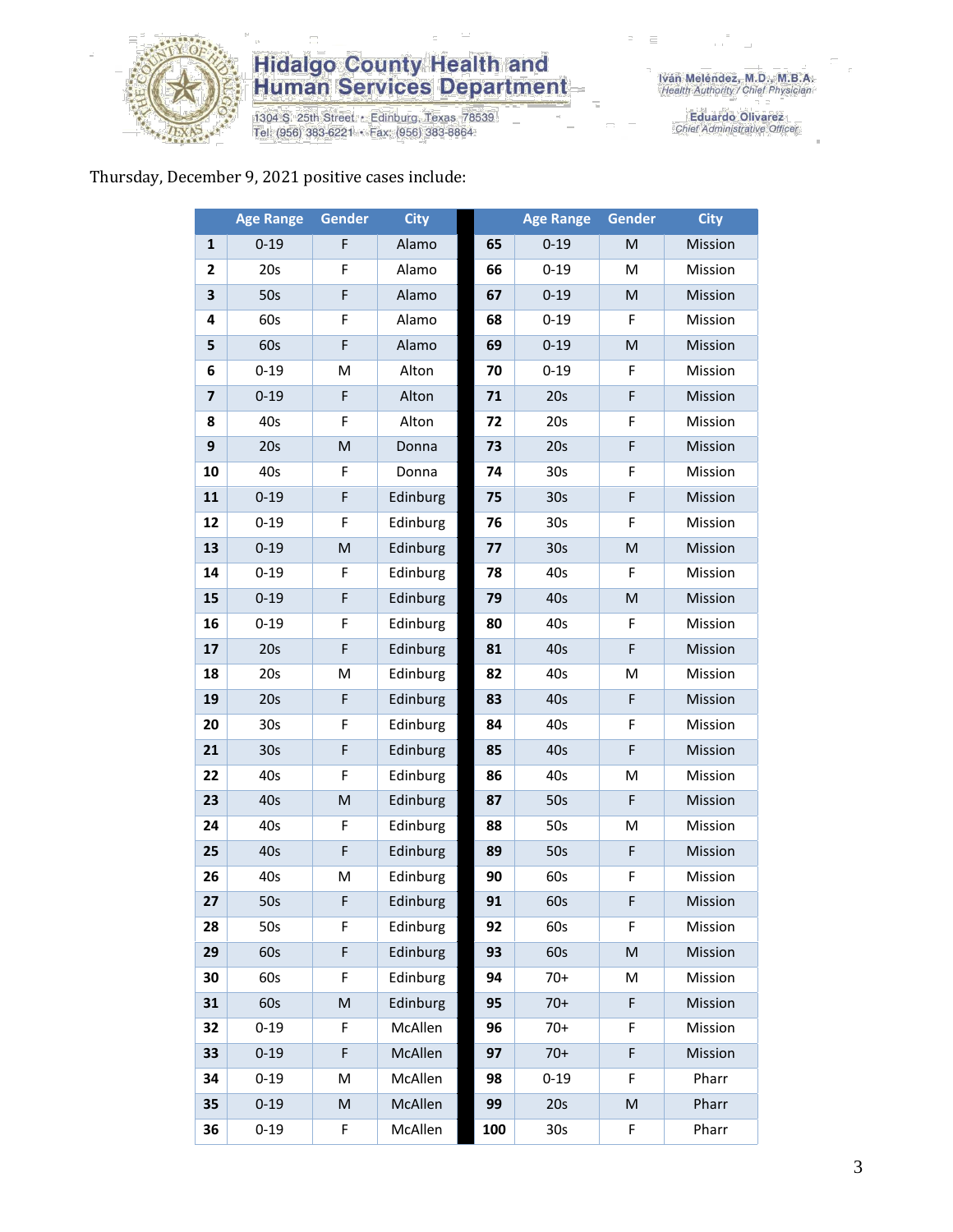Hidalgo County Health and Human Services Department

1304 S. 25th Street • Edinburg, Texas 78539
Tel: (956) 383-6221 • Fax: (956) 383-8864

Iván Meléndez, M.D., M.B.A.
*Health Authority / Chief Physician*

Eduardo Olivarez
*Chief Administrative Officer*

Thursday, December 9, 2021 positive cases include:

| | Age Range | Gender | City | | Age Range | Gender | City |
|---|---|---|---|---|---|---|---|
| **1** | 0-19 | F | Alamo | **65** | 0-19 | M | Mission |
| **2** | 20s | F | Alamo | **66** | 0-19 | M | Mission |
| **3** | 50s | F | Alamo | **67** | 0-19 | M | Mission |
| **4** | 60s | F | Alamo | **68** | 0-19 | F | Mission |
| **5** | 60s | F | Alamo | **69** | 0-19 | M | Mission |
| **6** | 0-19 | M | Alton | **70** | 0-19 | F | Mission |
| **7** | 0-19 | F | Alton | **71** | 20s | F | Mission |
| **8** | 40s | F | Alton | **72** | 20s | F | Mission |
| **9** | 20s | M | Donna | **73** | 20s | F | Mission |
| **10** | 40s | F | Donna | **74** | 30s | F | Mission |
| **11** | 0-19 | F | Edinburg | **75** | 30s | F | Mission |
| **12** | 0-19 | F | Edinburg | **76** | 30s | F | Mission |
| **13** | 0-19 | M | Edinburg | **77** | 30s | M | Mission |
| **14** | 0-19 | F | Edinburg | **78** | 40s | F | Mission |
| **15** | 0-19 | F | Edinburg | **79** | 40s | M | Mission |
| **16** | 0-19 | F | Edinburg | **80** | 40s | F | Mission |
| **17** | 20s | F | Edinburg | **81** | 40s | F | Mission |
| **18** | 20s | M | Edinburg | **82** | 40s | M | Mission |
| **19** | 20s | F | Edinburg | **83** | 40s | F | Mission |
| **20** | 30s | F | Edinburg | **84** | 40s | F | Mission |
| **21** | 30s | F | Edinburg | **85** | 40s | F | Mission |
| **22** | 40s | F | Edinburg | **86** | 40s | M | Mission |
| **23** | 40s | M | Edinburg | **87** | 50s | F | Mission |
| **24** | 40s | F | Edinburg | **88** | 50s | M | Mission |
| **25** | 40s | F | Edinburg | **89** | 50s | F | Mission |
| **26** | 40s | M | Edinburg | **90** | 60s | F | Mission |
| **27** | 50s | F | Edinburg | **91** | 60s | F | Mission |
| **28** | 50s | F | Edinburg | **92** | 60s | F | Mission |
| **29** | 60s | F | Edinburg | **93** | 60s | M | Mission |
| **30** | 60s | F | Edinburg | **94** | 70+ | M | Mission |
| **31** | 60s | M | Edinburg | **95** | 70+ | F | Mission |
| **32** | 0-19 | F | McAllen | **96** | 70+ | F | Mission |
| **33** | 0-19 | F | McAllen | **97** | 70+ | F | Mission |
| **34** | 0-19 | M | McAllen | **98** | 0-19 | F | Pharr |
| **35** | 0-19 | M | McAllen | **99** | 20s | M | Pharr |
| **36** | 0-19 | F | McAllen | **100** | 30s | F | Pharr |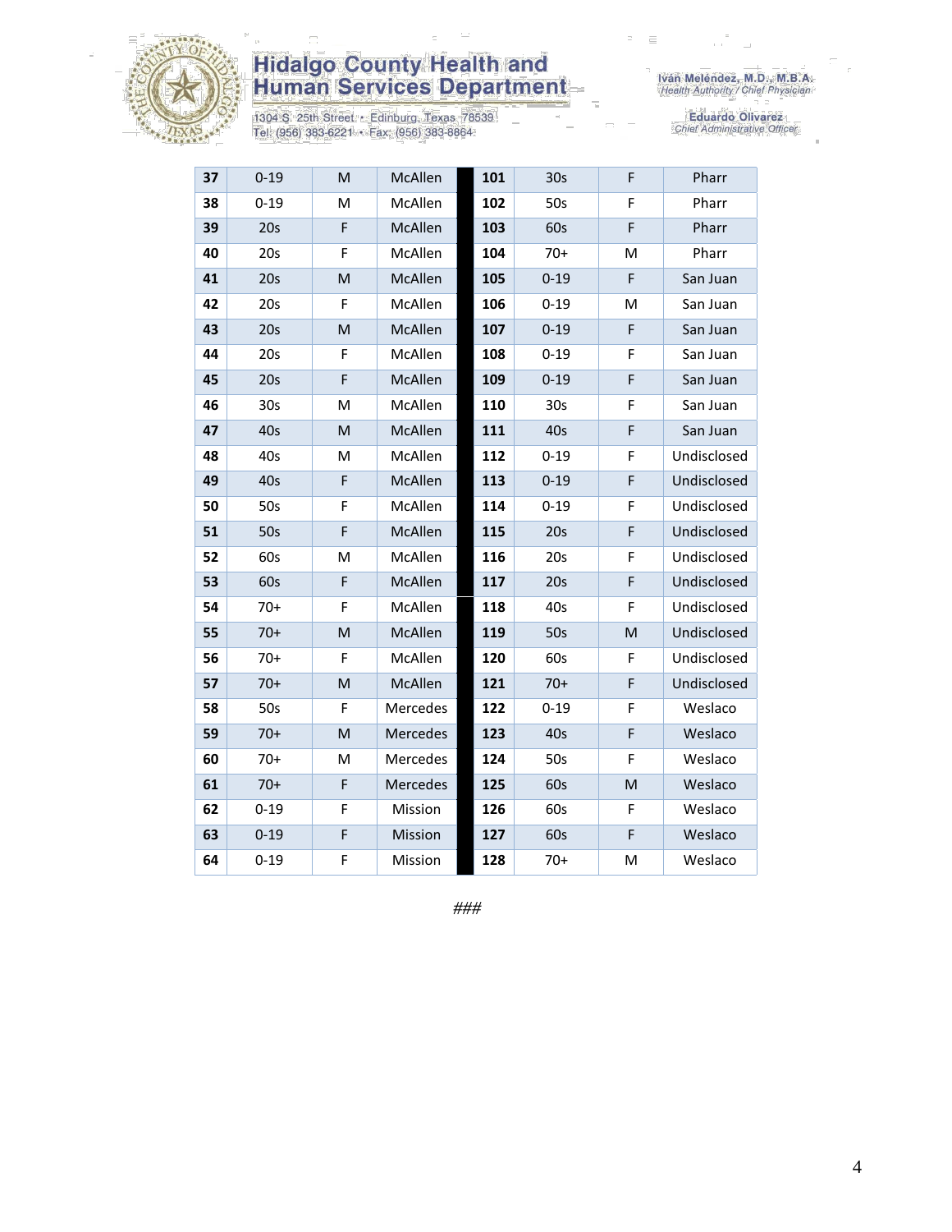| | | | | | | | |
|---|---|---|---|---|---|---|---|
| **37** | 0-19 | M | McAllen | **101** | 30s | F | Pharr |
| **38** | 0-19 | M | McAllen | **102** | 50s | F | Pharr |
| **39** | 20s | F | McAllen | **103** | 60s | F | Pharr |
| **40** | 20s | F | McAllen | **104** | 70+ | M | Pharr |
| **41** | 20s | M | McAllen | **105** | 0-19 | F | San Juan |
| **42** | 20s | F | McAllen | **106** | 0-19 | M | San Juan |
| **43** | 20s | M | McAllen | **107** | 0-19 | F | San Juan |
| **44** | 20s | F | McAllen | **108** | 0-19 | F | San Juan |
| **45** | 20s | F | McAllen | **109** | 0-19 | F | San Juan |
| **46** | 30s | M | McAllen | **110** | 30s | F | San Juan |
| **47** | 40s | M | McAllen | **111** | 40s | F | San Juan |
| **48** | 40s | M | McAllen | **112** | 0-19 | F | Undisclosed |
| **49** | 40s | F | McAllen | **113** | 0-19 | F | Undisclosed |
| **50** | 50s | F | McAllen | **114** | 0-19 | F | Undisclosed |
| **51** | 50s | F | McAllen | **115** | 20s | F | Undisclosed |
| **52** | 60s | M | McAllen | **116** | 20s | F | Undisclosed |
| **53** | 60s | F | McAllen | **117** | 20s | F | Undisclosed |
| **54** | 70+ | F | McAllen | **118** | 40s | F | Undisclosed |
| **55** | 70+ | M | McAllen | **119** | 50s | M | Undisclosed |
| **56** | 70+ | F | McAllen | **120** | 60s | F | Undisclosed |
| **57** | 70+ | M | McAllen | **121** | 70+ | F | Undisclosed |
| **58** | 50s | F | Mercedes | **122** | 0-19 | F | Weslaco |
| **59** | 70+ | M | Mercedes | **123** | 40s | F | Weslaco |
| **60** | 70+ | M | Mercedes | **124** | 50s | F | Weslaco |
| **61** | 70+ | F | Mercedes | **125** | 60s | M | Weslaco |
| **62** | 0-19 | F | Mission | **126** | 60s | F | Weslaco |
| **63** | 0-19 | F | Mission | **127** | 60s | F | Weslaco |
| **64** | 0-19 | F | Mission | **128** | 70+ | M | Weslaco |

###